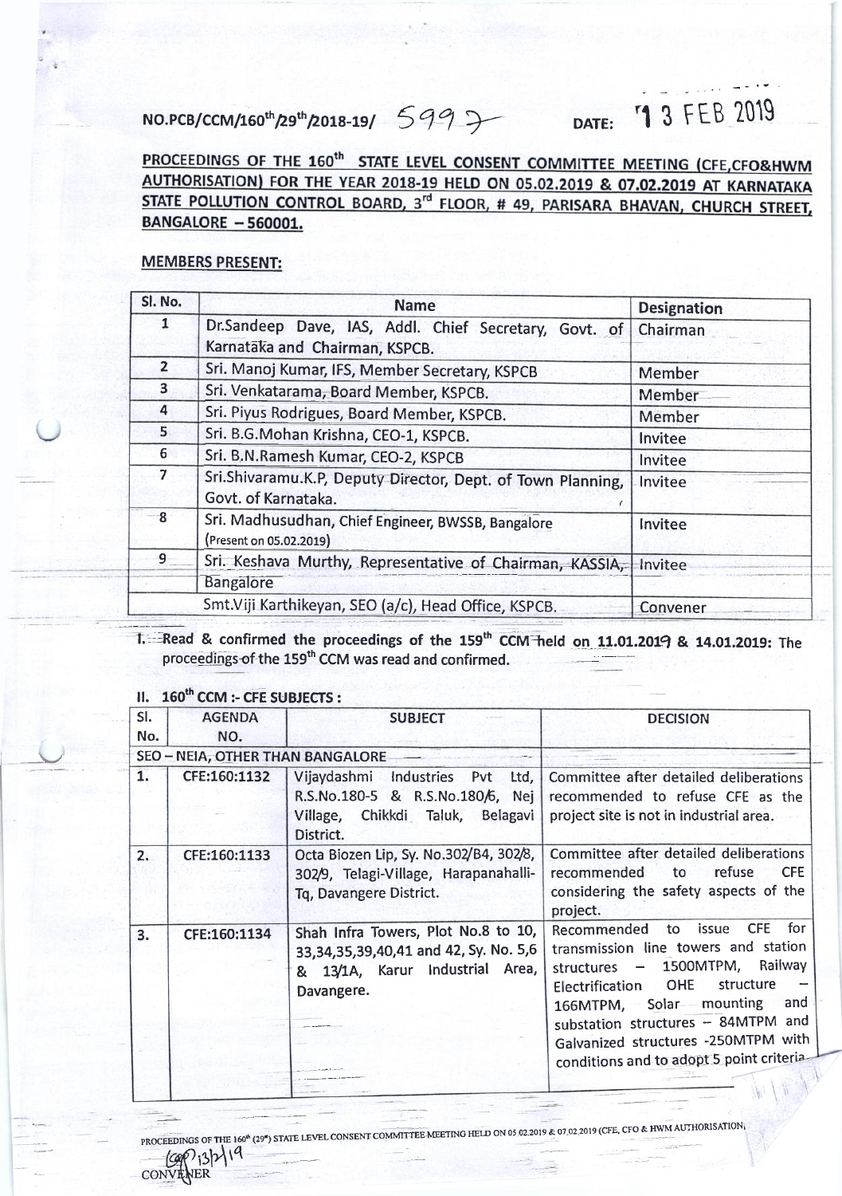NO.PCB/CCM/160th/29th/2018-19/ 5997 DATE: 13 FEB 2019

**PROCEEDINGS OF THE 160th STATE LEVEL CONSENT COMMITTEE MEETING (CFE,CFO&HWM AUTHORISATION) FOR THE YEAR 2018-19 HELD ON 05.02.2019 & 07.02.2019 AT KARNATAKA STATE POLLUTION CONTROL BOARD, 3rd FLOOR, # 49, PARISARA BHAVAN, CHURCH STREET, BANGALORE – 560001.**

**MEMBERS PRESENT:**

| Sl. No. | Name | Designation |
|---|---|---|
| 1 | Dr.Sandeep Dave, IAS, Addl. Chief Secretary, Govt. of Karnataka and Chairman, KSPCB. | Chairman |
| 2 | Sri. Manoj Kumar, IFS, Member Secretary, KSPCB | Member |
| 3 | Sri. Venkatarama, Board Member, KSPCB. | Member |
| 4 | Sri. Piyus Rodrigues, Board Member, KSPCB. | Member |
| 5 | Sri. B.G.Mohan Krishna, CEO-1, KSPCB. | Invitee |
| 6 | Sri. B.N.Ramesh Kumar, CEO-2, KSPCB | Invitee |
| 7 | Sri.Shivaramu.K.P, Deputy Director, Dept. of Town Planning, Govt. of Karnataka. | Invitee |
| 8 | Sri. Madhusudhan, Chief Engineer, BWSSB, Bangalore (Present on 05.02.2019) | Invitee |
| 9 | Sri. Keshava Murthy, Representative of Chairman, KASSIA, Bangalore | Invitee |
| | Smt.Viji Karthikeyan, SEO (a/c), Head Office, KSPCB. | Convener |

I. Read & confirmed the proceedings of the 159th CCM held on 11.01.2019 & 14.01.2019: The proceedings of the 159th CCM was read and confirmed.

## II. 160th CCM :- CFE SUBJECTS :

| Sl. No. | AGENDA NO. | SUBJECT | DECISION |
|---|---|---|---|
| SEO – NEIA, OTHER THAN BANGALORE | | | |
| 1. | CFE:160:1132 | Vijaydashmi Industries Pvt Ltd, R.S.No.180-5 & R.S.No.180/6, Nej Village, Chikkdi Taluk, Belagavi District. | Committee after detailed deliberations recommended to refuse CFE as the project site is not in industrial area. |
| 2. | CFE:160:1133 | Octa Biozen Lip, Sy. No.302/B4, 302/8, 302/9, Telagi-Village, Harapanahalli-Tq, Davangere District. | Committee after detailed deliberations recommended to refuse CFE considering the safety aspects of the project. |
| 3. | CFE:160:1134 | Shah Infra Towers, Plot No.8 to 10, 33,34,35,39,40,41 and 42, Sy. No. 5,6 & 13/1A, Karur Industrial Area, Davangere. | Recommended to issue CFE for transmission line towers and station structures – 1500MTPM, Railway Electrification OHE structure – 166MTPM, Solar mounting and substation structures – 84MTPM and Galvanized structures -250MTPM with conditions and to adopt 5 point criteria. |

PROCEEDINGS OF THE 160th (29th) STATE LEVEL CONSENT COMMITTEE MEETING HELD ON 05.02.2019 & 07.02.2019 (CFE, CFO & HWM AUTHORISATION)

13/2/19
CONVENER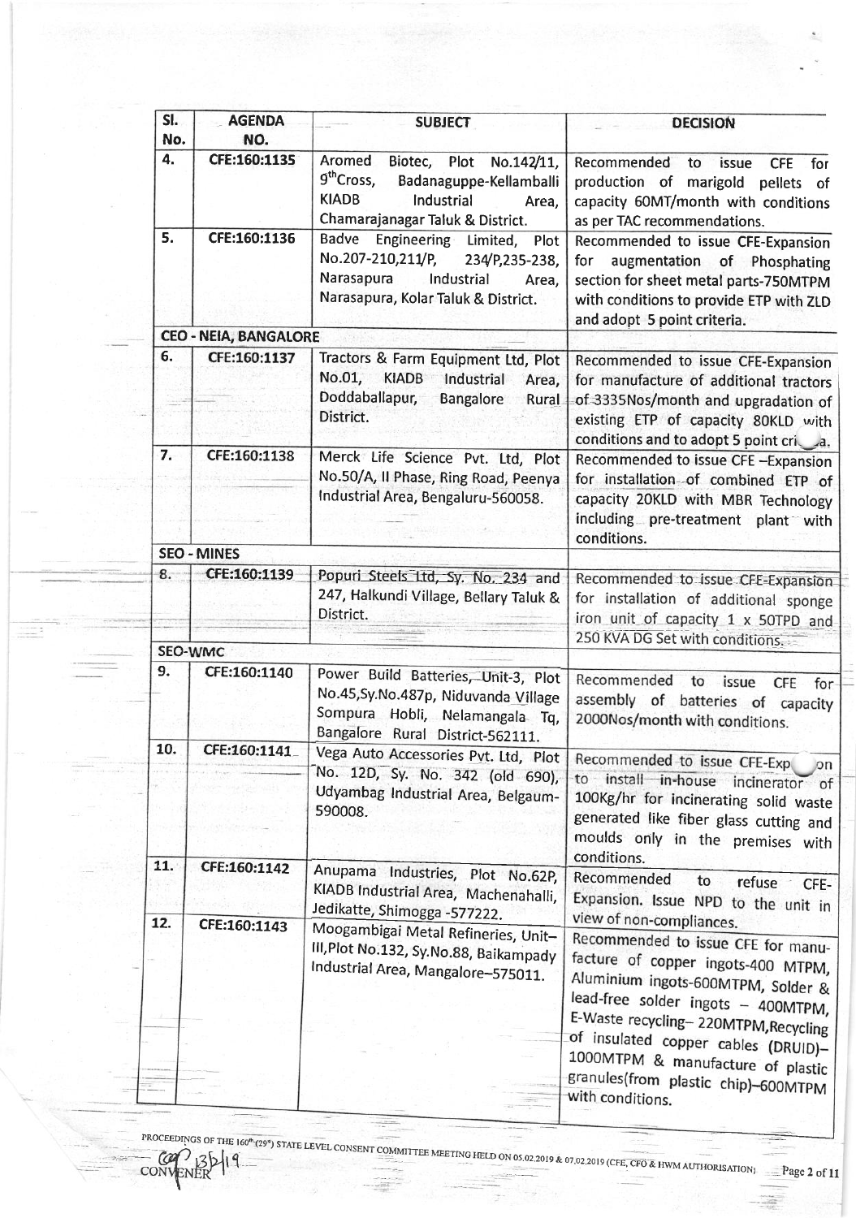| Sl. No. | AGENDA NO. | SUBJECT | DECISION |
|---|---|---|---|
| 4. | CFE:160:1135 | Aromed Biotec, Plot No.142/11, 9[th]Cross, Badanaguppe-Kellamballi KIADB Industrial Area, Chamarajanagar Taluk & District. | Recommended to issue CFE for production of marigold pellets of capacity 60MT/month with conditions as per TAC recommendations. |
| 5. | CFE:160:1136 | Badve Engineering Limited, Plot No.207-210,211/P, 234/P,235-238, Narasapura Industrial Area, Narasapura, Kolar Taluk & District. | Recommended to issue CFE-Expansion for augmentation of Phosphating section for sheet metal parts-750MTPM with conditions to provide ETP with ZLD and adopt 5 point criteria. |
| **CEO - NEIA, BANGALORE** | | | |
| 6. | CFE:160:1137 | Tractors & Farm Equipment Ltd, Plot No.01, KIADB Industrial Area, Doddaballapur, Bangalore Rural District. | Recommended to issue CFE-Expansion for manufacture of additional tractors of 3335Nos/month and upgradation of existing ETP of capacity 80KLD with conditions and to adopt 5 point criteria. |
| 7. | CFE:160:1138 | Merck Life Science Pvt. Ltd, Plot No.50/A, II Phase, Ring Road, Peenya Industrial Area, Bengaluru-560058. | Recommended to issue CFE –Expansion for installation of combined ETP of capacity 20KLD with MBR Technology including pre-treatment plant with conditions. |
| **SEO - MINES** | | | |
| 8. | CFE:160:1139 | Popuri Steels Ltd, Sy. No. 234 and 247, Halkundi Village, Bellary Taluk & District. | Recommended to issue CFE-Expansion for installation of additional sponge iron unit of capacity 1 x 50TPD and 250 KVA DG Set with conditions. |
| **SEO-WMC** | | | |
| 9. | CFE:160:1140 | Power Build Batteries, Unit-3, Plot No.45,Sy.No.487p, Niduvanda Village Sompura Hobli, Nelamangala Tq, Bangalore Rural District-562111. | Recommended to issue CFE for assembly of batteries of capacity 2000Nos/month with conditions. |
| 10. | CFE:160:1141 | Vega Auto Accessories Pvt. Ltd, Plot No. 12D, Sy. No. 342 (old 690), Udyambag Industrial Area, Belgaum-590008. | Recommended to issue CFE-Expansion to install in-house incinerator of 100Kg/hr for incinerating solid waste generated like fiber glass cutting and moulds only in the premises with conditions. |
| 11. | CFE:160:1142 | Anupama Industries, Plot No.62P, KIADB Industrial Area, Machenahalli, Jedikatte, Shimogga -577222. | Recommended to refuse CFE-Expansion. Issue NPD to the unit in view of non-compliances. |
| 12. | CFE:160:1143 | Moogambigai Metal Refineries, Unit–III,Plot No.132, Sy.No.88, Baikampady Industrial Area, Mangalore–575011. | Recommended to issue CFE for manufacture of copper ingots-400 MTPM, Aluminium ingots-600MTPM, Solder & lead-free solder ingots – 400MTPM, E-Waste recycling– 220MTPM,Recycling of insulated copper cables (DRUID)–1000MTPM & manufacture of plastic granules(from plastic chip)–600MTPM with conditions. |

PROCEEDINGS OF THE 160[th] (29[th]) STATE LEVEL CONSENT COMMITTEE MEETING HELD ON 05.02.2019 & 07.02.2019 (CFE, CFO & HWM AUTHORISATION)

CONVENER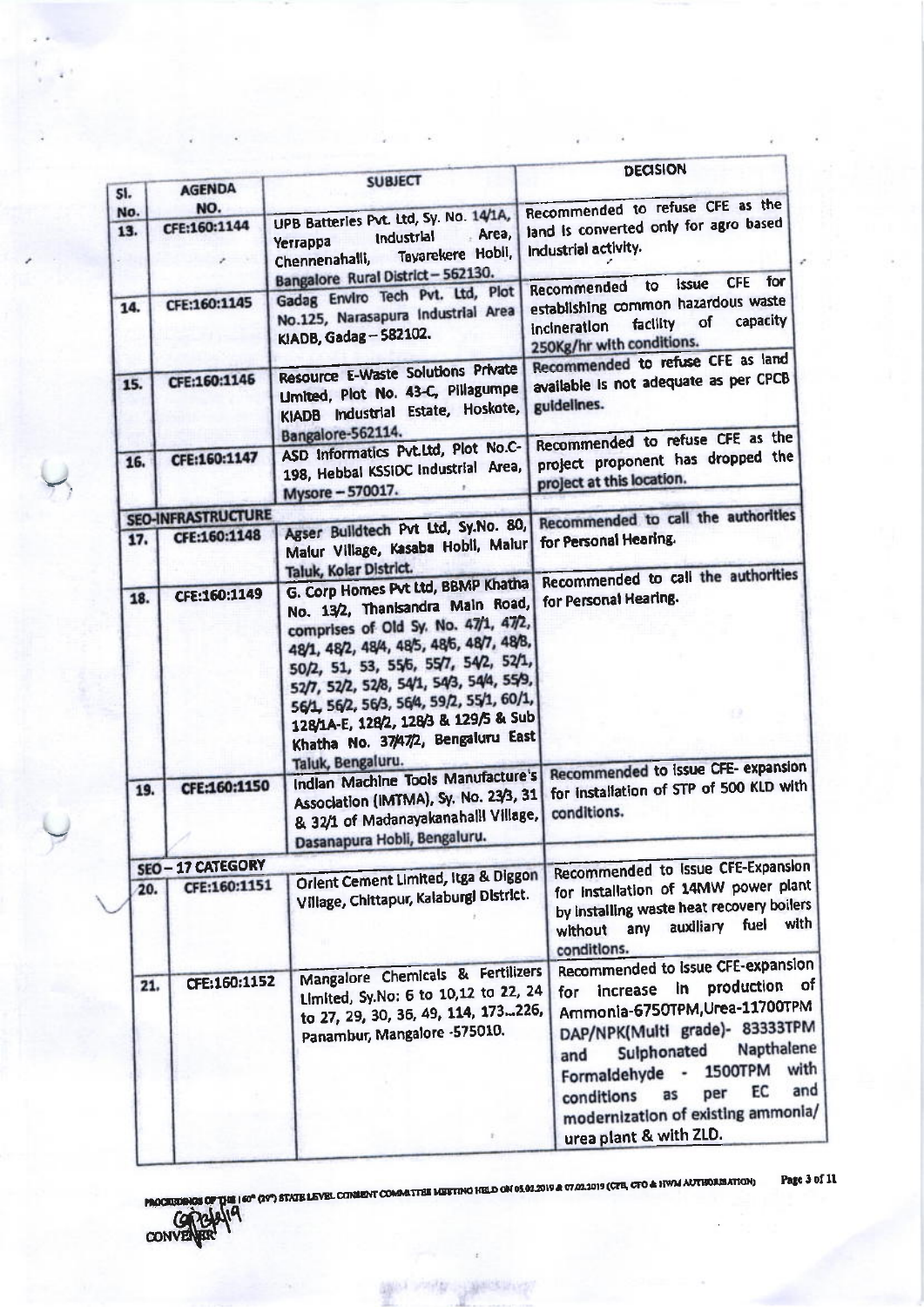| Sl. No. | AGENDA NO. | SUBJECT | DECISION |
|---|---|---|---|
| 13. | CFE:160:1144 | UPB Batteries Pvt. Ltd, Sy. No. 14/1A, Yerrappa Industrial Area, Chennenahalli, Tavarekere Hobli, Bangalore Rural District – 562130. | Recommended to refuse CFE as the land is converted only for agro based industrial activity. |
| 14. | CFE:160:1145 | Gadag Enviro Tech Pvt. Ltd, Plot No.125, Narasapura Industrial Area KIADB, Gadag – 582102. | Recommended to issue CFE for establishing common hazardous waste incineration facility of capacity 250Kg/hr with conditions. |
| 15. | CFE:160:1146 | Resource E-Waste Solutions Private Limited, Plot No. 43-C, Pillagumpe KIADB Industrial Estate, Hoskote, Bangalore-562114. | Recommended to refuse CFE as land available is not adequate as per CPCB guidelines. |
| 16. | CFE:160:1147 | ASD Informatics Pvt.Ltd, Plot No.C-198, Hebbal KSSIDC Industrial Area, Mysore – 570017. | Recommended to refuse CFE as the project proponent has dropped the project at this location. |
| **SEO-INFRASTRUCTURE** | | | |
| 17. | CFE:160:1148 | Agser Buildtech Pvt Ltd, Sy.No. 80, Malur Village, Kasaba Hobli, Malur Taluk, Kolar District. | Recommended to call the authorities for Personal Hearing. |
| 18. | CFE:160:1149 | G. Corp Homes Pvt Ltd, BBMP Khatha No. 13/2, Thanisandra Main Road, comprises of Old Sy. No. 47/1, 47/2, 48/1, 48/2, 48/4, 48/5, 48/6, 48/7, 48/8, 50/2, 51, 53, 55/6, 55/7, 54/2, 52/1, 52/7, 52/2, 52/8, 54/1, 54/3, 54/4, 55/9, 56/1, 56/2, 56/3, 56/4, 59/2, 55/1, 60/1, 128/1A-E, 128/2, 128/3 & 129/5 & Sub Khatha No. 37/47/2, Bengaluru East Taluk, Bengaluru. | Recommended to call the authorities for Personal Hearing. |
| 19. | CFE:160:1150 | Indian Machine Tools Manufacture's Association (IMTMA), Sy. No. 23/3, 31 & 32/1 of Madanayakanahalli Village, Dasanapura Hobli, Bengaluru. | Recommended to issue CFE- expansion for installation of STP of 500 KLD with conditions. |
| **SEO – 17 CATEGORY** | | | |
| 20. | CFE:160:1151 | Orient Cement Limited, Itga & Diggon Village, Chittapur, Kalaburgi District. | Recommended to issue CFE-Expansion for installation of 14MW power plant by installing waste heat recovery boilers without any auxiliary fuel with conditions. |
| 21. | CFE:160:1152 | Mangalore Chemicals & Fertilizers Limited, Sy.No: 6 to 10,12 to 22, 24 to 27, 29, 30, 36, 49, 114, 173...226, Panambur, Mangalore -575010. | Recommended to issue CFE-expansion for increase in production of Ammonia-6750TPM,Urea-11700TPM DAP/NPK(Multi grade)- 83333TPM and Sulphonated Napthalene Formaldehyde - 1500TPM with conditions as per EC and modernization of existing ammonia/ urea plant & with ZLD. |

PROCEEDINGS OF THE 160th (29th) STATE LEVEL CONSENT COMMITTEE MEETING HELD ON 05.02.2019 & 07.02.2019 (CFE, CFO & HWM AUTHORISATION)

CONVENER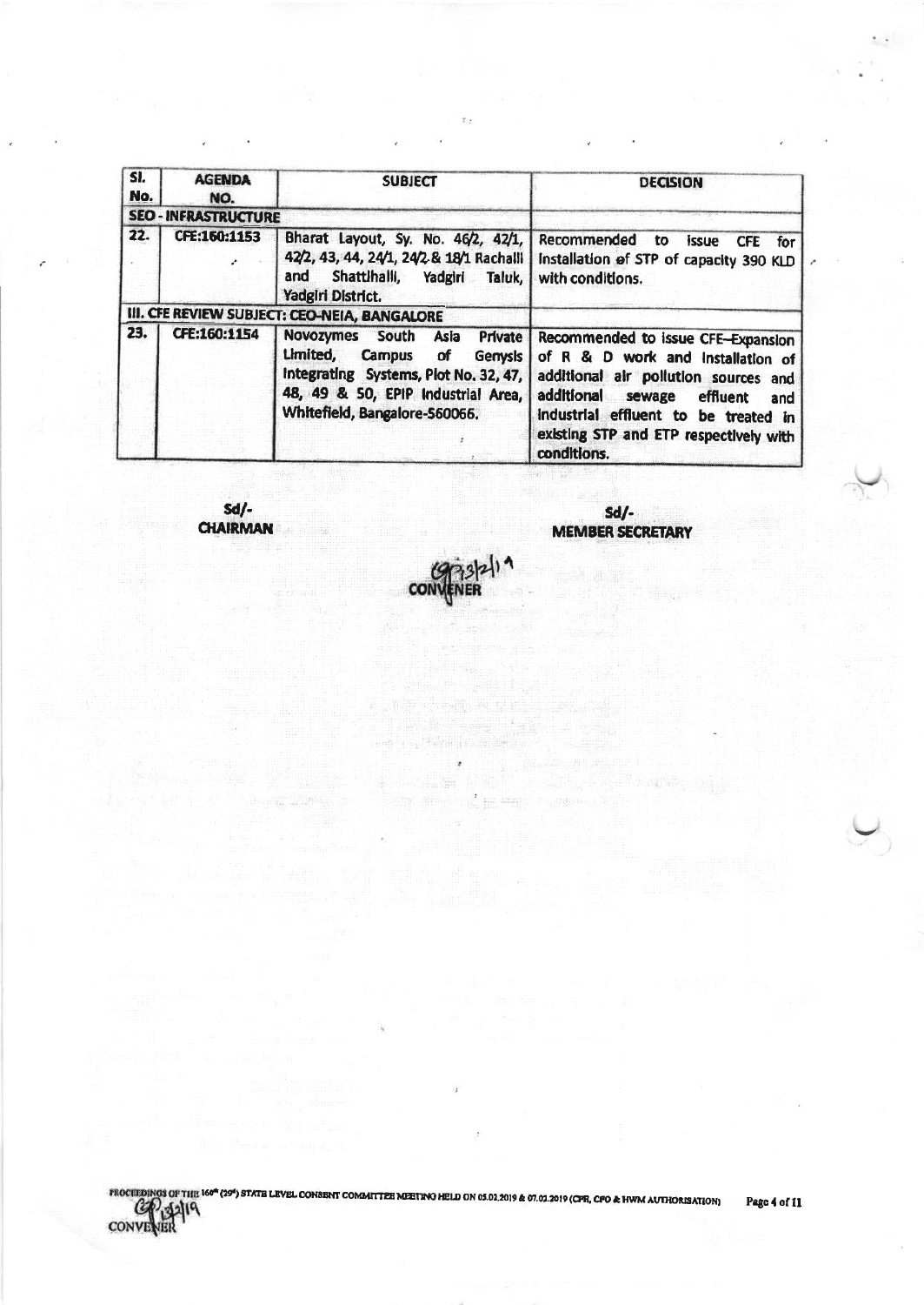| Sl. No. | AGENDA NO. | SUBJECT | DECISION |
|---|---|---|---|
| **SEO - INFRASTRUCTURE** | | | |
| 22. | CFE:160:1153 | Bharat Layout, Sy. No. 46/2, 42/1, 42/2, 43, 44, 24/1, 24/2 & 18/1 Rachalli and Shattihalli, Yadgiri Taluk, Yadgiri District. | Recommended to issue CFE for installation of STP of capacity 390 KLD with conditions. |
| **III. CFE REVIEW SUBJECT: CEO-NEIA, BANGALORE** | | | |
| 23. | CFE:160:1154 | Novozymes South Asia Private Limited, Campus of Genysis Integrating Systems, Plot No. 32, 47, 48, 49 & 50, EPIP Industrial Area, Whitefield, Bangalore-560066. | Recommended to issue CFE–Expansion of R & D work and installation of additional air pollution sources and additional sewage effluent and industrial effluent to be treated in existing STP and ETP respectively with conditions. |

**Sd/-**
**CHAIRMAN**

**Sd/-**
**MEMBER SECRETARY**

**CONVENER**